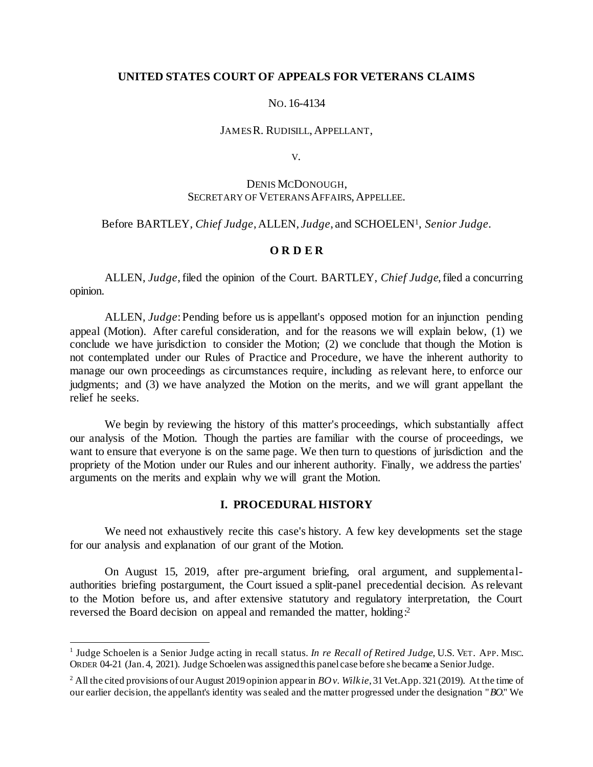**UNITED STATES COURT OF APPEALS FOR VETERANS CLAIMS**

NO. 16-4134

JAMES R. RUDISILL, APPELLANT,

V.

DENIS MCDONOUGH,
SECRETARY OF VETERANS AFFAIRS, APPELLEE.

Before BARTLEY, *Chief Judge*, ALLEN, *Judge*, and SCHOELEN[1], *Senior Judge*.

## O R D E R

ALLEN, *Judge*, filed the opinion of the Court. BARTLEY, *Chief Judge*, filed a concurring opinion.

ALLEN, *Judge*: Pending before us is appellant's opposed motion for an injunction pending appeal (Motion). After careful consideration, and for the reasons we will explain below, (1) we conclude we have jurisdiction to consider the Motion; (2) we conclude that though the Motion is not contemplated under our Rules of Practice and Procedure, we have the inherent authority to manage our own proceedings as circumstances require, including as relevant here, to enforce our judgments; and (3) we have analyzed the Motion on the merits, and we will grant appellant the relief he seeks.

We begin by reviewing the history of this matter's proceedings, which substantially affect our analysis of the Motion. Though the parties are familiar with the course of proceedings, we want to ensure that everyone is on the same page. We then turn to questions of jurisdiction and the propriety of the Motion under our Rules and our inherent authority. Finally, we address the parties' arguments on the merits and explain why we will grant the Motion.

## I. PROCEDURAL HISTORY

We need not exhaustively recite this case's history. A few key developments set the stage for our analysis and explanation of our grant of the Motion.

On August 15, 2019, after pre-argument briefing, oral argument, and supplemental-authorities briefing postargument, the Court issued a split-panel precedential decision. As relevant to the Motion before us, and after extensive statutory and regulatory interpretation, the Court reversed the Board decision on appeal and remanded the matter, holding:[2]

---

[1] Judge Schoelen is a Senior Judge acting in recall status. *In re Recall of Retired Judge*, U.S. VET. APP. MISC. ORDER 04-21 (Jan. 4, 2021). Judge Schoelen was assigned this panel case before she became a Senior Judge.

[2] All the cited provisions of our August 2019 opinion appear in *BO v. Wilkie*, 31 Vet.App. 321 (2019). At the time of our earlier decision, the appellant's identity was sealed and the matter progressed under the designation "*BO*." We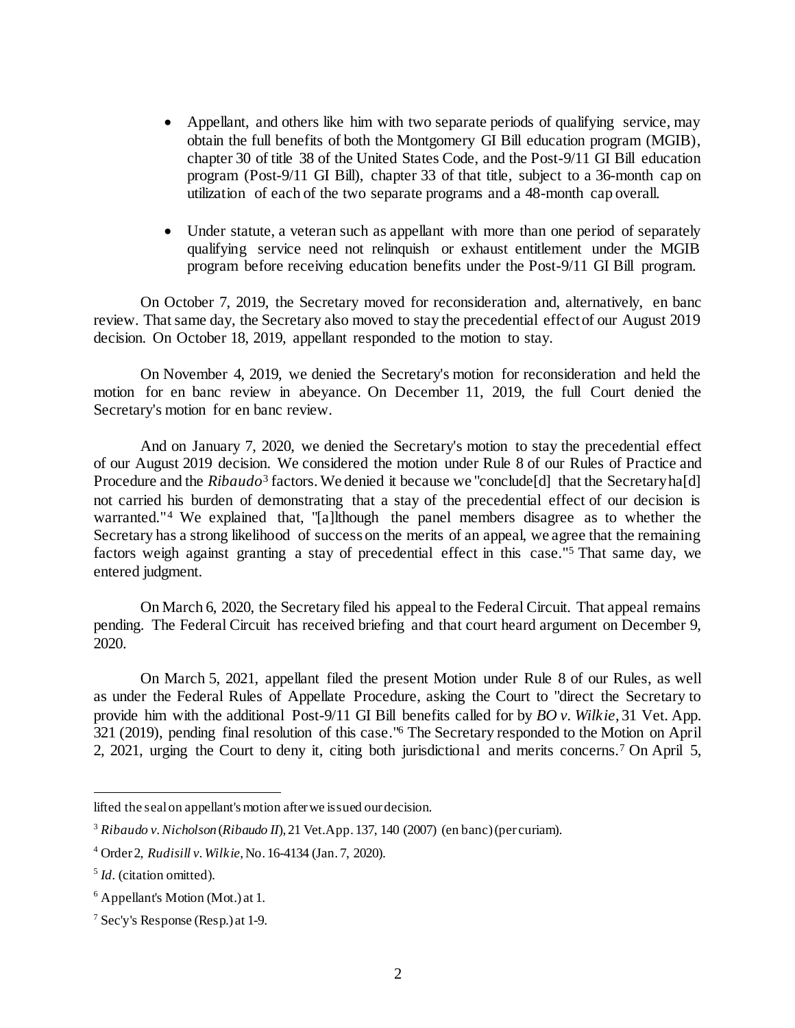- Appellant, and others like him with two separate periods of qualifying service, may obtain the full benefits of both the Montgomery GI Bill education program (MGIB), chapter 30 of title 38 of the United States Code, and the Post-9/11 GI Bill education program (Post-9/11 GI Bill), chapter 33 of that title, subject to a 36-month cap on utilization of each of the two separate programs and a 48-month cap overall.

- Under statute, a veteran such as appellant with more than one period of separately qualifying service need not relinquish or exhaust entitlement under the MGIB program before receiving education benefits under the Post-9/11 GI Bill program.

On October 7, 2019, the Secretary moved for reconsideration and, alternatively, en banc review. That same day, the Secretary also moved to stay the precedential effect of our August 2019 decision. On October 18, 2019, appellant responded to the motion to stay.

On November 4, 2019, we denied the Secretary's motion for reconsideration and held the motion for en banc review in abeyance. On December 11, 2019, the full Court denied the Secretary's motion for en banc review.

And on January 7, 2020, we denied the Secretary's motion to stay the precedential effect of our August 2019 decision. We considered the motion under Rule 8 of our Rules of Practice and Procedure and the *Ribaudo*[3] factors. We denied it because we "conclude[d] that the Secretary ha[d] not carried his burden of demonstrating that a stay of the precedential effect of our decision is warranted."[4] We explained that, "[a]lthough the panel members disagree as to whether the Secretary has a strong likelihood of success on the merits of an appeal, we agree that the remaining factors weigh against granting a stay of precedential effect in this case."[5] That same day, we entered judgment.

On March 6, 2020, the Secretary filed his appeal to the Federal Circuit. That appeal remains pending. The Federal Circuit has received briefing and that court heard argument on December 9, 2020.

On March 5, 2021, appellant filed the present Motion under Rule 8 of our Rules, as well as under the Federal Rules of Appellate Procedure, asking the Court to "direct the Secretary to provide him with the additional Post-9/11 GI Bill benefits called for by *BO v. Wilkie*, 31 Vet. App. 321 (2019), pending final resolution of this case."[6] The Secretary responded to the Motion on April 2, 2021, urging the Court to deny it, citing both jurisdictional and merits concerns.[7] On April 5,

---

lifted the seal on appellant's motion after we issued our decision.

[3] *Ribaudo v. Nicholson* (*Ribaudo II*), 21 Vet.App. 137, 140 (2007) (en banc) (per curiam).

[4] Order 2, *Rudisill v. Wilkie*, No. 16-4134 (Jan. 7, 2020).

[5] *Id*. (citation omitted).

[6] Appellant's Motion (Mot.) at 1.

[7] Sec'y's Response (Resp.) at 1-9.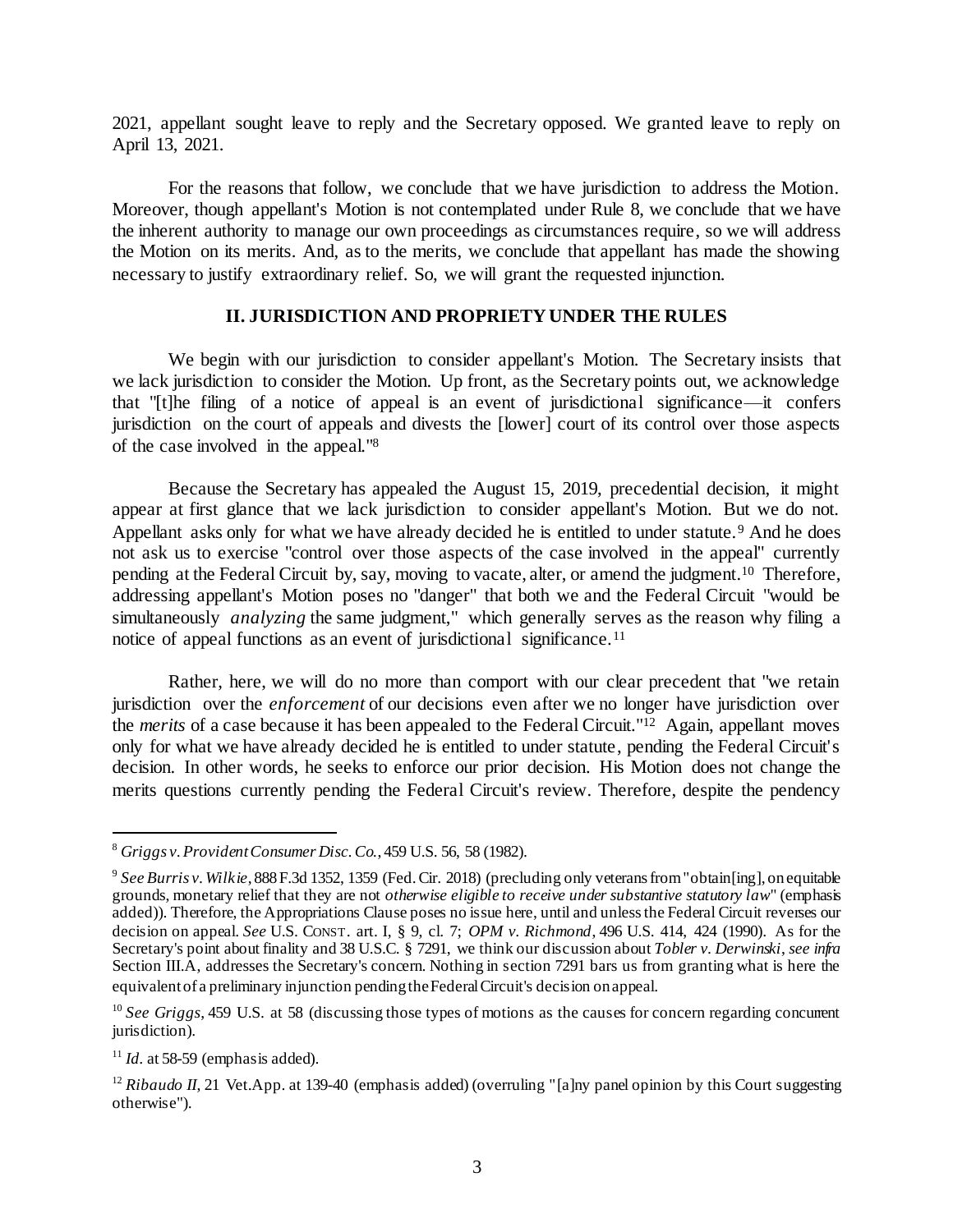2021, appellant sought leave to reply and the Secretary opposed. We granted leave to reply on April 13, 2021.

For the reasons that follow, we conclude that we have jurisdiction to address the Motion. Moreover, though appellant's Motion is not contemplated under Rule 8, we conclude that we have the inherent authority to manage our own proceedings as circumstances require, so we will address the Motion on its merits. And, as to the merits, we conclude that appellant has made the showing necessary to justify extraordinary relief. So, we will grant the requested injunction.

## II. JURISDICTION AND PROPRIETY UNDER THE RULES

We begin with our jurisdiction to consider appellant's Motion. The Secretary insists that we lack jurisdiction to consider the Motion. Up front, as the Secretary points out, we acknowledge that "[t]he filing of a notice of appeal is an event of jurisdictional significance—it confers jurisdiction on the court of appeals and divests the [lower] court of its control over those aspects of the case involved in the appeal."[8]

Because the Secretary has appealed the August 15, 2019, precedential decision, it might appear at first glance that we lack jurisdiction to consider appellant's Motion. But we do not. Appellant asks only for what we have already decided he is entitled to under statute.[9] And he does not ask us to exercise "control over those aspects of the case involved in the appeal" currently pending at the Federal Circuit by, say, moving to vacate, alter, or amend the judgment.[10] Therefore, addressing appellant's Motion poses no "danger" that both we and the Federal Circuit "would be simultaneously *analyzing* the same judgment," which generally serves as the reason why filing a notice of appeal functions as an event of jurisdictional significance.[11]

Rather, here, we will do no more than comport with our clear precedent that "we retain jurisdiction over the *enforcement* of our decisions even after we no longer have jurisdiction over the *merits* of a case because it has been appealed to the Federal Circuit."[12] Again, appellant moves only for what we have already decided he is entitled to under statute, pending the Federal Circuit's decision. In other words, he seeks to enforce our prior decision. His Motion does not change the merits questions currently pending the Federal Circuit's review. Therefore, despite the pendency

---

[8] *Griggs v. Provident Consumer Disc. Co.*, 459 U.S. 56, 58 (1982).

[9] *See Burris v. Wilkie*, 888 F.3d 1352, 1359 (Fed. Cir. 2018) (precluding only veterans from "obtain[ing], on equitable grounds, monetary relief that they are not *otherwise eligible to receive under substantive statutory law*" (emphasis added)). Therefore, the Appropriations Clause poses no issue here, until and unless the Federal Circuit reverses our decision on appeal. *See* U.S. CONST. art. I, § 9, cl. 7; *OPM v. Richmond*, 496 U.S. 414, 424 (1990). As for the Secretary's point about finality and 38 U.S.C. § 7291, we think our discussion about *Tobler v. Derwinski*, *see infra* Section III.A, addresses the Secretary's concern. Nothing in section 7291 bars us from granting what is here the equivalent of a preliminary injunction pending the Federal Circuit's decision on appeal.

[10] *See Griggs*, 459 U.S. at 58 (discussing those types of motions as the causes for concern regarding concurrent jurisdiction).

[11] *Id.* at 58-59 (emphasis added).

[12] *Ribaudo II*, 21 Vet.App. at 139-40 (emphasis added) (overruling "[a]ny panel opinion by this Court suggesting otherwise").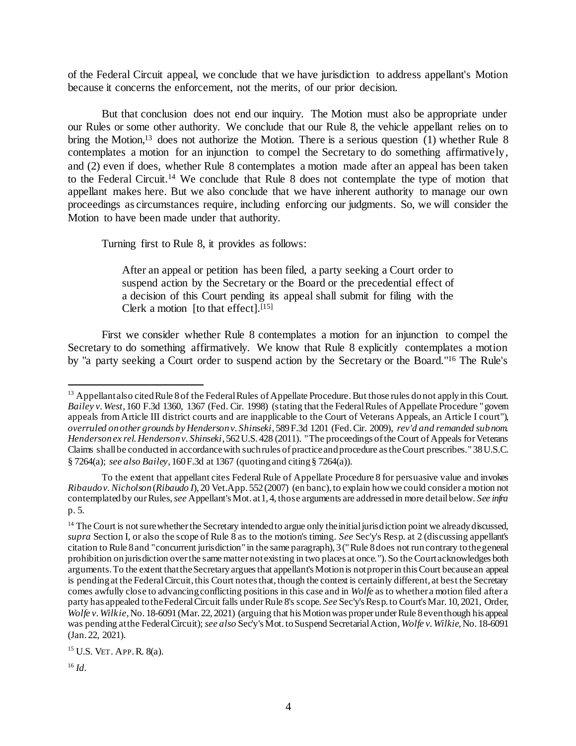of the Federal Circuit appeal, we conclude that we have jurisdiction to address appellant's Motion because it concerns the enforcement, not the merits, of our prior decision.

But that conclusion does not end our inquiry. The Motion must also be appropriate under our Rules or some other authority. We conclude that our Rule 8, the vehicle appellant relies on to bring the Motion,[13] does not authorize the Motion. There is a serious question (1) whether Rule 8 contemplates a motion for an injunction to compel the Secretary to do something affirmatively, and (2) even if does, whether Rule 8 contemplates a motion made after an appeal has been taken to the Federal Circuit.[14] We conclude that Rule 8 does not contemplate the type of motion that appellant makes here. But we also conclude that we have inherent authority to manage our own proceedings as circumstances require, including enforcing our judgments. So, we will consider the Motion to have been made under that authority.

Turning first to Rule 8, it provides as follows:

> After an appeal or petition has been filed, a party seeking a Court order to suspend action by the Secretary or the Board or the precedential effect of a decision of this Court pending its appeal shall submit for filing with the Clerk a motion [to that effect].[15]

First we consider whether Rule 8 contemplates a motion for an injunction to compel the Secretary to do something affirmatively. We know that Rule 8 explicitly contemplates a motion by "a party seeking a Court order to suspend action by the Secretary or the Board."[16] The Rule's

---

[13] Appellant also cited Rule 8 of the Federal Rules of Appellate Procedure. But those rules do not apply in this Court. *Bailey v. West*, 160 F.3d 1360, 1367 (Fed. Cir. 1998) (stating that the Federal Rules of Appellate Procedure "govern appeals from Article III district courts and are inapplicable to the Court of Veterans Appeals, an Article I court"), *overruled on other grounds by Henderson v. Shinseki*, 589 F.3d 1201 (Fed. Cir. 2009), *rev'd and remanded sub nom. Henderson ex rel. Henderson v. Shinseki*, 562 U.S. 428 (2011). "The proceedings of the Court of Appeals for Veterans Claims shall be conducted in accordance with such rules of practice and procedure as the Court prescribes." 38 U.S.C. § 7264(a); *see also Bailey*, 160 F.3d at 1367 (quoting and citing § 7264(a)).

To the extent that appellant cites Federal Rule of Appellate Procedure 8 for persuasive value and invokes *Ribaudo v. Nicholson* (*Ribaudo I*), 20 Vet.App. 552 (2007) (en banc), to explain how we could consider a motion not contemplated by our Rules, *see* Appellant's Mot. at 1, 4, those arguments are addressed in more detail below. *See infra* p. 5.

[14] The Court is not sure whether the Secretary intended to argue only the initial jurisdiction point we already discussed, *supra* Section I, or also the scope of Rule 8 as to the motion's timing. *See* Sec'y's Resp. at 2 (discussing appellant's citation to Rule 8 and "concurrent jurisdiction" in the same paragraph), 3 ("Rule 8 does not run contrary to the general prohibition on jurisdiction over the same matter not existing in two places at once."). So the Court acknowledges both arguments. To the extent that the Secretary argues that appellant's Motion is not proper in this Court because an appeal is pending at the Federal Circuit, this Court notes that, though the context is certainly different, at best the Secretary comes awfully close to advancing conflicting positions in this case and in *Wolfe* as to whether a motion filed after a party has appealed to the Federal Circuit falls under Rule 8's scope. *See* Sec'y's Resp. to Court's Mar. 10, 2021, Order, *Wolfe v. Wilkie*, No. 18-6091 (Mar. 22, 2021) (arguing that his Motion was proper under Rule 8 even though his appeal was pending at the Federal Circuit); *see also* Sec'y's Mot. to Suspend Secretarial Action, *Wolfe v. Wilkie*, No. 18-6091 (Jan. 22, 2021).

[15] U.S. VET. APP. R. 8(a).

[16] *Id*.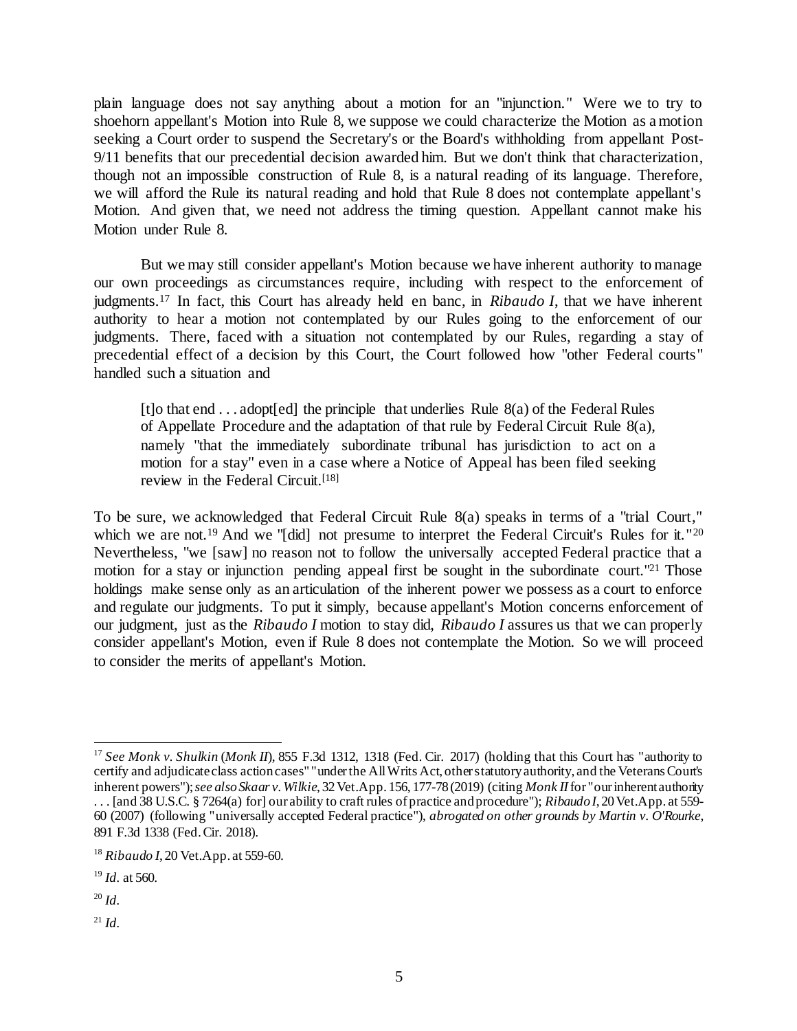plain language does not say anything about a motion for an "injunction." Were we to try to shoehorn appellant's Motion into Rule 8, we suppose we could characterize the Motion as a motion seeking a Court order to suspend the Secretary's or the Board's withholding from appellant Post-9/11 benefits that our precedential decision awarded him. But we don't think that characterization, though not an impossible construction of Rule 8, is a natural reading of its language. Therefore, we will afford the Rule its natural reading and hold that Rule 8 does not contemplate appellant's Motion. And given that, we need not address the timing question. Appellant cannot make his Motion under Rule 8.

But we may still consider appellant's Motion because we have inherent authority to manage our own proceedings as circumstances require, including with respect to the enforcement of judgments.[17] In fact, this Court has already held en banc, in *Ribaudo I*, that we have inherent authority to hear a motion not contemplated by our Rules going to the enforcement of our judgments. There, faced with a situation not contemplated by our Rules, regarding a stay of precedential effect of a decision by this Court, the Court followed how "other Federal courts" handled such a situation and

> [t]o that end . . . adopt[ed] the principle that underlies Rule 8(a) of the Federal Rules of Appellate Procedure and the adaptation of that rule by Federal Circuit Rule 8(a), namely "that the immediately subordinate tribunal has jurisdiction to act on a motion for a stay" even in a case where a Notice of Appeal has been filed seeking review in the Federal Circuit.[18]

To be sure, we acknowledged that Federal Circuit Rule 8(a) speaks in terms of a "trial Court," which we are not.[19] And we "[did] not presume to interpret the Federal Circuit's Rules for it."[20] Nevertheless, "we [saw] no reason not to follow the universally accepted Federal practice that a motion for a stay or injunction pending appeal first be sought in the subordinate court."[21] Those holdings make sense only as an articulation of the inherent power we possess as a court to enforce and regulate our judgments. To put it simply, because appellant's Motion concerns enforcement of our judgment, just as the *Ribaudo I* motion to stay did, *Ribaudo I* assures us that we can properly consider appellant's Motion, even if Rule 8 does not contemplate the Motion. So we will proceed to consider the merits of appellant's Motion.

---

[17] *See Monk v. Shulkin* (*Monk II*), 855 F.3d 1312, 1318 (Fed. Cir. 2017) (holding that this Court has "authority to certify and adjudicate class action cases" "under the All Writs Act, other statutory authority, and the Veterans Court's inherent powers"); *see also Skaar v. Wilkie*, 32 Vet.App. 156, 177-78 (2019) (citing *Monk II* for "our inherent authority . . . [and 38 U.S.C. § 7264(a) for] our ability to craft rules of practice and procedure"); *Ribaudo I*, 20 Vet.App. at 559-60 (2007) (following "universally accepted Federal practice"), *abrogated on other grounds by Martin v. O'Rourke*, 891 F.3d 1338 (Fed. Cir. 2018).

[18] *Ribaudo I*, 20 Vet.App. at 559-60.

[19] *Id.* at 560.

[20] *Id.*

[21] *Id.*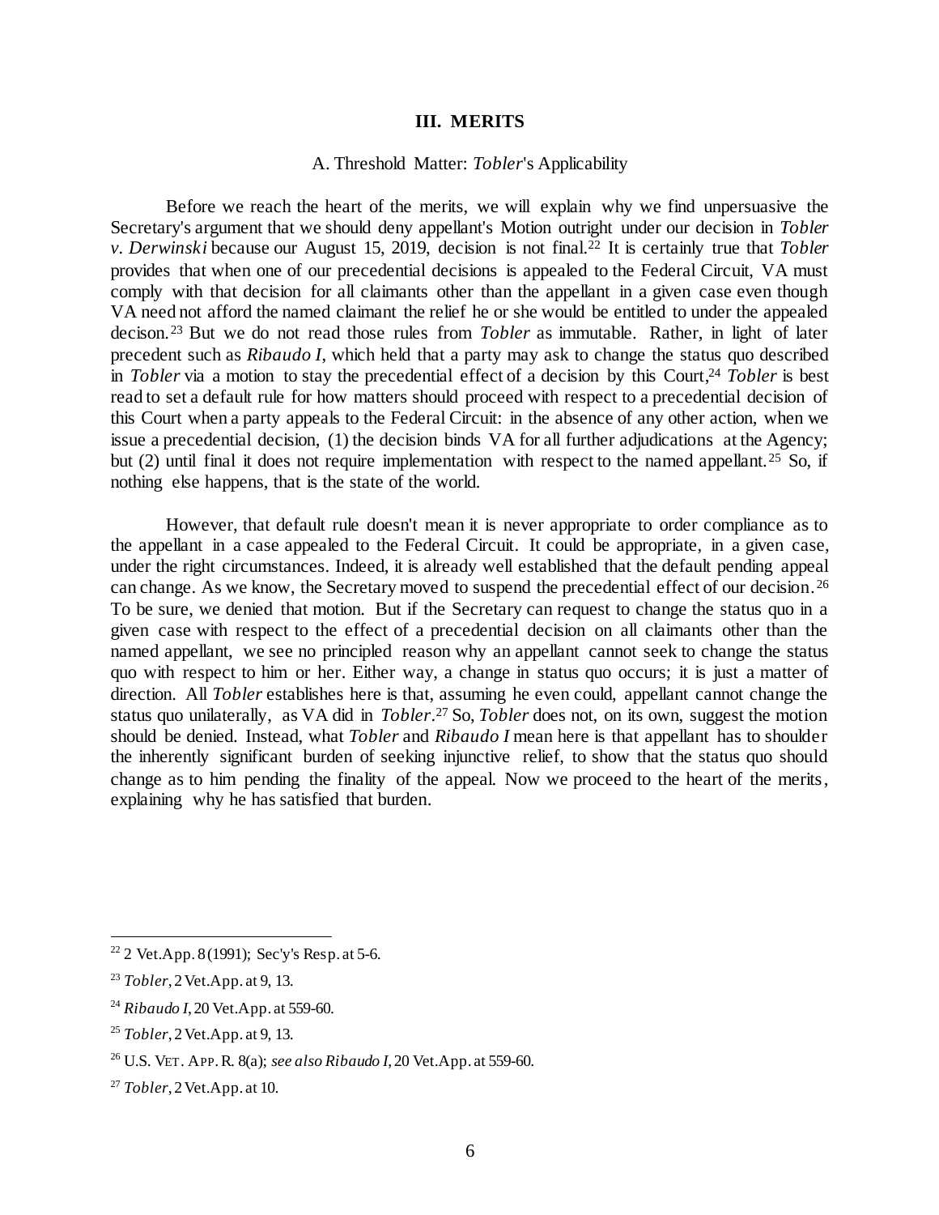## III. MERITS

### A. Threshold Matter: *Tobler*'s Applicability

Before we reach the heart of the merits, we will explain why we find unpersuasive the Secretary's argument that we should deny appellant's Motion outright under our decision in *Tobler v. Derwinski* because our August 15, 2019, decision is not final.[22] It is certainly true that *Tobler* provides that when one of our precedential decisions is appealed to the Federal Circuit, VA must comply with that decision for all claimants other than the appellant in a given case even though VA need not afford the named claimant the relief he or she would be entitled to under the appealed decison.[23] But we do not read those rules from *Tobler* as immutable. Rather, in light of later precedent such as *Ribaudo I*, which held that a party may ask to change the status quo described in *Tobler* via a motion to stay the precedential effect of a decision by this Court,[24] *Tobler* is best read to set a default rule for how matters should proceed with respect to a precedential decision of this Court when a party appeals to the Federal Circuit: in the absence of any other action, when we issue a precedential decision, (1) the decision binds VA for all further adjudications at the Agency; but (2) until final it does not require implementation with respect to the named appellant.[25] So, if nothing else happens, that is the state of the world.

However, that default rule doesn't mean it is never appropriate to order compliance as to the appellant in a case appealed to the Federal Circuit. It could be appropriate, in a given case, under the right circumstances. Indeed, it is already well established that the default pending appeal can change. As we know, the Secretary moved to suspend the precedential effect of our decision.[26] To be sure, we denied that motion. But if the Secretary can request to change the status quo in a given case with respect to the effect of a precedential decision on all claimants other than the named appellant, we see no principled reason why an appellant cannot seek to change the status quo with respect to him or her. Either way, a change in status quo occurs; it is just a matter of direction. All *Tobler* establishes here is that, assuming he even could, appellant cannot change the status quo unilaterally, as VA did in *Tobler*.[27] So, *Tobler* does not, on its own, suggest the motion should be denied. Instead, what *Tobler* and *Ribaudo I* mean here is that appellant has to shoulder the inherently significant burden of seeking injunctive relief, to show that the status quo should change as to him pending the finality of the appeal. Now we proceed to the heart of the merits, explaining why he has satisfied that burden.

---

[22] 2 Vet.App. 8 (1991); Sec'y's Resp. at 5-6.

[23] *Tobler*, 2 Vet.App. at 9, 13.

[24] *Ribaudo I*, 20 Vet.App. at 559-60.

[25] *Tobler*, 2 Vet.App. at 9, 13.

[26] U.S. VET. APP. R. 8(a); *see also Ribaudo I*, 20 Vet.App. at 559-60.

[27] *Tobler*, 2 Vet.App. at 10.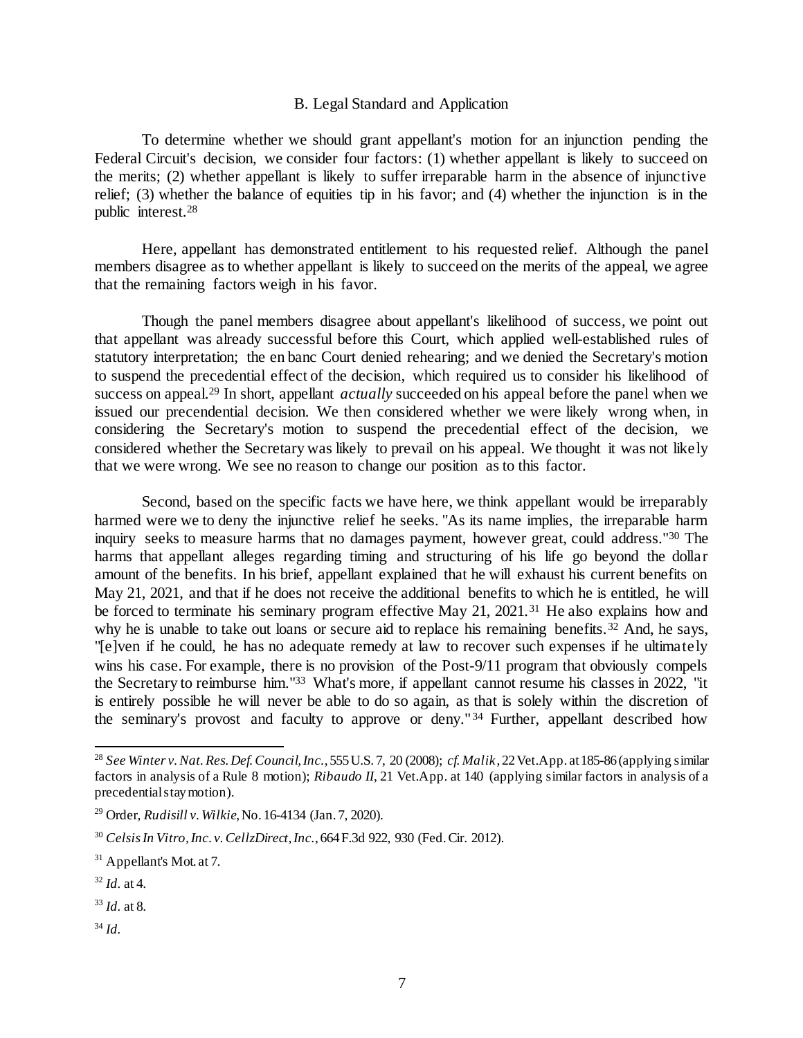### B. Legal Standard and Application

To determine whether we should grant appellant's motion for an injunction pending the Federal Circuit's decision, we consider four factors: (1) whether appellant is likely to succeed on the merits; (2) whether appellant is likely to suffer irreparable harm in the absence of injunctive relief; (3) whether the balance of equities tip in his favor; and (4) whether the injunction is in the public interest.[28]

Here, appellant has demonstrated entitlement to his requested relief. Although the panel members disagree as to whether appellant is likely to succeed on the merits of the appeal, we agree that the remaining factors weigh in his favor.

Though the panel members disagree about appellant's likelihood of success, we point out that appellant was already successful before this Court, which applied well-established rules of statutory interpretation; the en banc Court denied rehearing; and we denied the Secretary's motion to suspend the precedential effect of the decision, which required us to consider his likelihood of success on appeal.[29] In short, appellant *actually* succeeded on his appeal before the panel when we issued our precedential decision. We then considered whether we were likely wrong when, in considering the Secretary's motion to suspend the precedential effect of the decision, we considered whether the Secretary was likely to prevail on his appeal. We thought it was not likely that we were wrong. We see no reason to change our position as to this factor.

Second, based on the specific facts we have here, we think appellant would be irreparably harmed were we to deny the injunctive relief he seeks. "As its name implies, the irreparable harm inquiry seeks to measure harms that no damages payment, however great, could address."[30] The harms that appellant alleges regarding timing and structuring of his life go beyond the dollar amount of the benefits. In his brief, appellant explained that he will exhaust his current benefits on May 21, 2021, and that if he does not receive the additional benefits to which he is entitled, he will be forced to terminate his seminary program effective May 21, 2021.[31] He also explains how and why he is unable to take out loans or secure aid to replace his remaining benefits.[32] And, he says, "[e]ven if he could, he has no adequate remedy at law to recover such expenses if he ultimately wins his case. For example, there is no provision of the Post-9/11 program that obviously compels the Secretary to reimburse him."[33] What's more, if appellant cannot resume his classes in 2022, "it is entirely possible he will never be able to do so again, as that is solely within the discretion of the seminary's provost and faculty to approve or deny."[34] Further, appellant described how

---

[28] *See Winter v. Nat. Res. Def. Council, Inc.*, 555 U.S. 7, 20 (2008); *cf. Malik*, 22 Vet.App. at 185-86 (applying similar factors in analysis of a Rule 8 motion); *Ribaudo II*, 21 Vet.App. at 140 (applying similar factors in analysis of a precedential stay motion).

[29] Order, *Rudisill v. Wilkie*, No. 16-4134 (Jan. 7, 2020).

[30] *Celsis In Vitro, Inc. v. CellzDirect, Inc.*, 664 F.3d 922, 930 (Fed. Cir. 2012).

[31] Appellant's Mot. at 7.

[32] *Id.* at 4.

[33] *Id.* at 8.

[34] *Id.*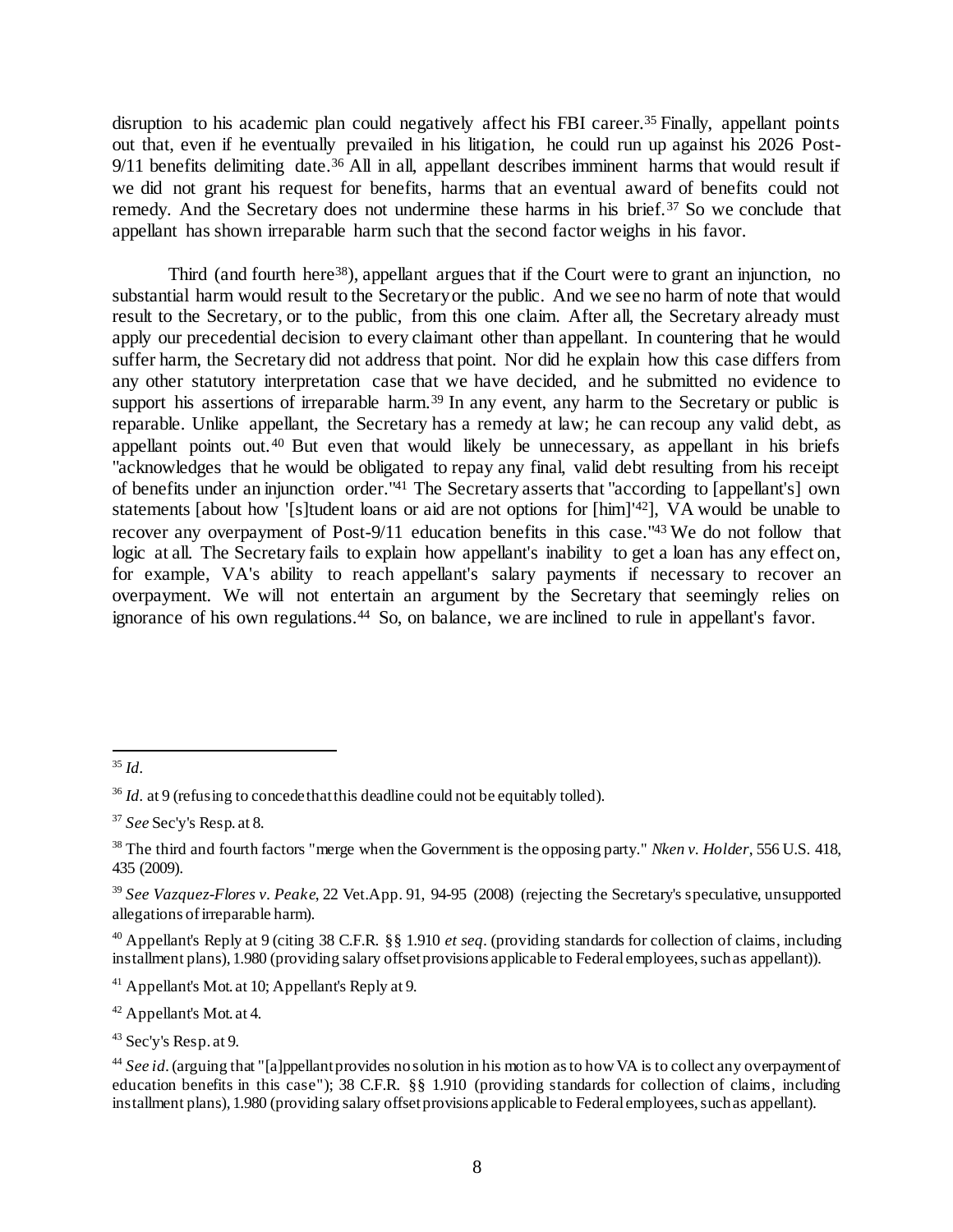disruption to his academic plan could negatively affect his FBI career.[35] Finally, appellant points out that, even if he eventually prevailed in his litigation, he could run up against his 2026 Post-9/11 benefits delimiting date.[36] All in all, appellant describes imminent harms that would result if we did not grant his request for benefits, harms that an eventual award of benefits could not remedy. And the Secretary does not undermine these harms in his brief.[37] So we conclude that appellant has shown irreparable harm such that the second factor weighs in his favor.

Third (and fourth here[38]), appellant argues that if the Court were to grant an injunction, no substantial harm would result to the Secretary or the public. And we see no harm of note that would result to the Secretary, or to the public, from this one claim. After all, the Secretary already must apply our precedential decision to every claimant other than appellant. In countering that he would suffer harm, the Secretary did not address that point. Nor did he explain how this case differs from any other statutory interpretation case that we have decided, and he submitted no evidence to support his assertions of irreparable harm.[39] In any event, any harm to the Secretary or public is reparable. Unlike appellant, the Secretary has a remedy at law; he can recoup any valid debt, as appellant points out.[40] But even that would likely be unnecessary, as appellant in his briefs "acknowledges that he would be obligated to repay any final, valid debt resulting from his receipt of benefits under an injunction order."[41] The Secretary asserts that "according to [appellant's] own statements [about how '[s]tudent loans or aid are not options for [him]'[42]], VA would be unable to recover any overpayment of Post-9/11 education benefits in this case."[43] We do not follow that logic at all. The Secretary fails to explain how appellant's inability to get a loan has any effect on, for example, VA's ability to reach appellant's salary payments if necessary to recover an overpayment. We will not entertain an argument by the Secretary that seemingly relies on ignorance of his own regulations.[44] So, on balance, we are inclined to rule in appellant's favor.

---

[35] *Id.*

[36] *Id.* at 9 (refusing to concede that this deadline could not be equitably tolled).

[37] *See* Sec'y's Resp. at 8.

[38] The third and fourth factors "merge when the Government is the opposing party." *Nken v. Holder*, 556 U.S. 418, 435 (2009).

[39] *See Vazquez-Flores v. Peake*, 22 Vet.App. 91, 94-95 (2008) (rejecting the Secretary's speculative, unsupported allegations of irreparable harm).

[40] Appellant's Reply at 9 (citing 38 C.F.R. §§ 1.910 *et seq*. (providing standards for collection of claims, including installment plans), 1.980 (providing salary offset provisions applicable to Federal employees, such as appellant)).

[41] Appellant's Mot. at 10; Appellant's Reply at 9.

[42] Appellant's Mot. at 4.

[43] Sec'y's Resp. at 9.

[44] *See id.* (arguing that "[a]ppellant provides no solution in his motion as to how VA is to collect any overpayment of education benefits in this case"); 38 C.F.R. §§ 1.910 (providing standards for collection of claims, including installment plans), 1.980 (providing salary offset provisions applicable to Federal employees, such as appellant).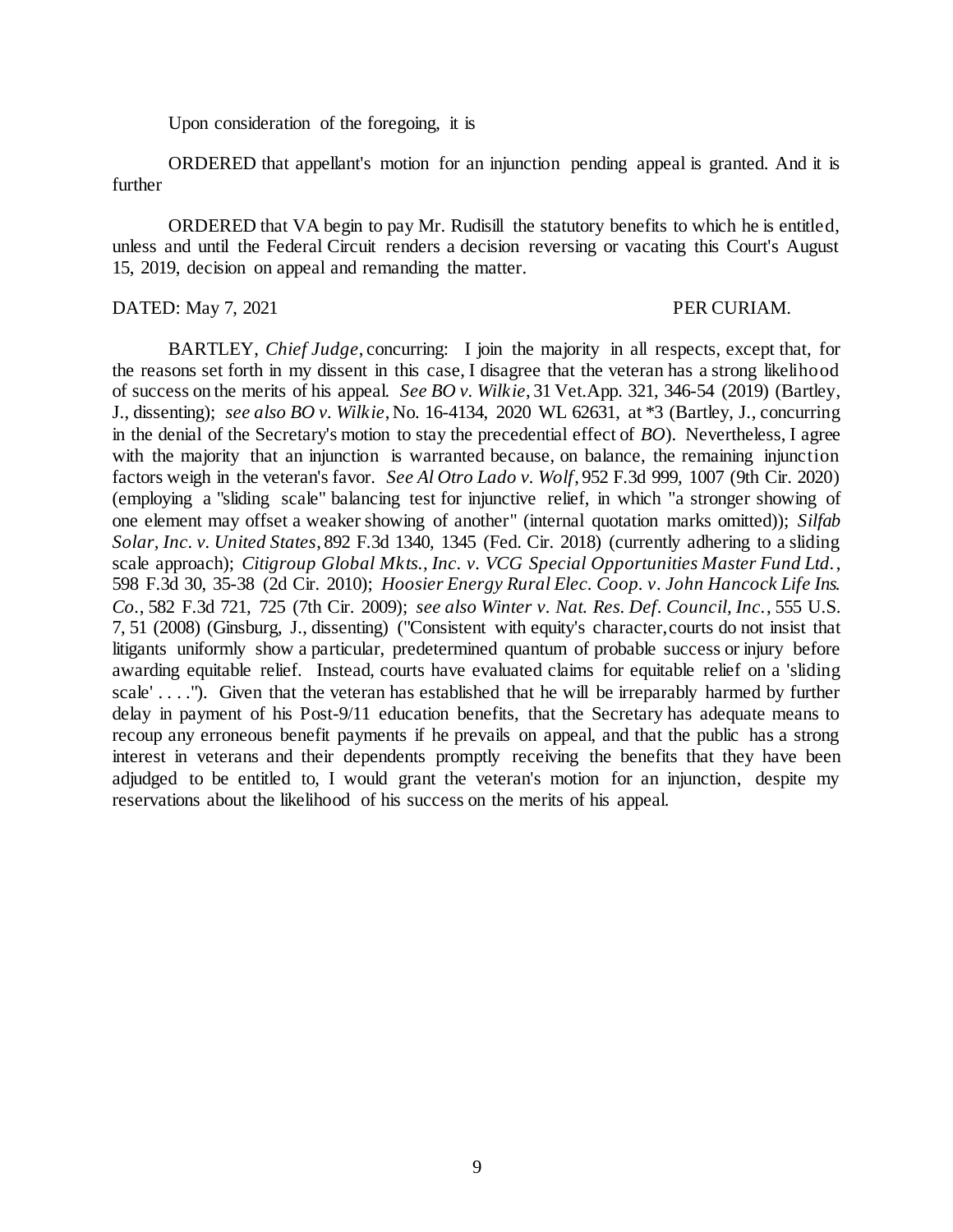Upon consideration of the foregoing, it is

ORDERED that appellant's motion for an injunction pending appeal is granted. And it is further

ORDERED that VA begin to pay Mr. Rudisill the statutory benefits to which he is entitled, unless and until the Federal Circuit renders a decision reversing or vacating this Court's August 15, 2019, decision on appeal and remanding the matter.

DATED: May 7, 2021 PER CURIAM.

BARTLEY, *Chief Judge*, concurring: I join the majority in all respects, except that, for the reasons set forth in my dissent in this case, I disagree that the veteran has a strong likelihood of success on the merits of his appeal. *See BO v. Wilkie*, 31 Vet.App. 321, 346-54 (2019) (Bartley, J., dissenting); *see also BO v. Wilkie*, No. 16-4134, 2020 WL 62631, at *3 (Bartley, J., concurring in the denial of the Secretary's motion to stay the precedential effect of *BO*). Nevertheless, I agree with the majority that an injunction is warranted because, on balance, the remaining injunction factors weigh in the veteran's favor. *See Al Otro Lado v. Wolf*, 952 F.3d 999, 1007 (9th Cir. 2020) (employing a "sliding scale" balancing test for injunctive relief, in which "a stronger showing of one element may offset a weaker showing of another" (internal quotation marks omitted)); *Silfab Solar, Inc. v. United States*, 892 F.3d 1340, 1345 (Fed. Cir. 2018) (currently adhering to a sliding scale approach); *Citigroup Global Mkts., Inc. v. VCG Special Opportunities Master Fund Ltd.*, 598 F.3d 30, 35-38 (2d Cir. 2010); *Hoosier Energy Rural Elec. Coop. v. John Hancock Life Ins. Co.*, 582 F.3d 721, 725 (7th Cir. 2009); *see also Winter v. Nat. Res. Def. Council, Inc.*, 555 U.S. 7, 51 (2008) (Ginsburg, J., dissenting) ("Consistent with equity's character, courts do not insist that litigants uniformly show a particular, predetermined quantum of probable success or injury before awarding equitable relief. Instead, courts have evaluated claims for equitable relief on a 'sliding scale' . . . ."). Given that the veteran has established that he will be irreparably harmed by further delay in payment of his Post-9/11 education benefits, that the Secretary has adequate means to recoup any erroneous benefit payments if he prevails on appeal, and that the public has a strong interest in veterans and their dependents promptly receiving the benefits that they have been adjudged to be entitled to, I would grant the veteran's motion for an injunction, despite my reservations about the likelihood of his success on the merits of his appeal.